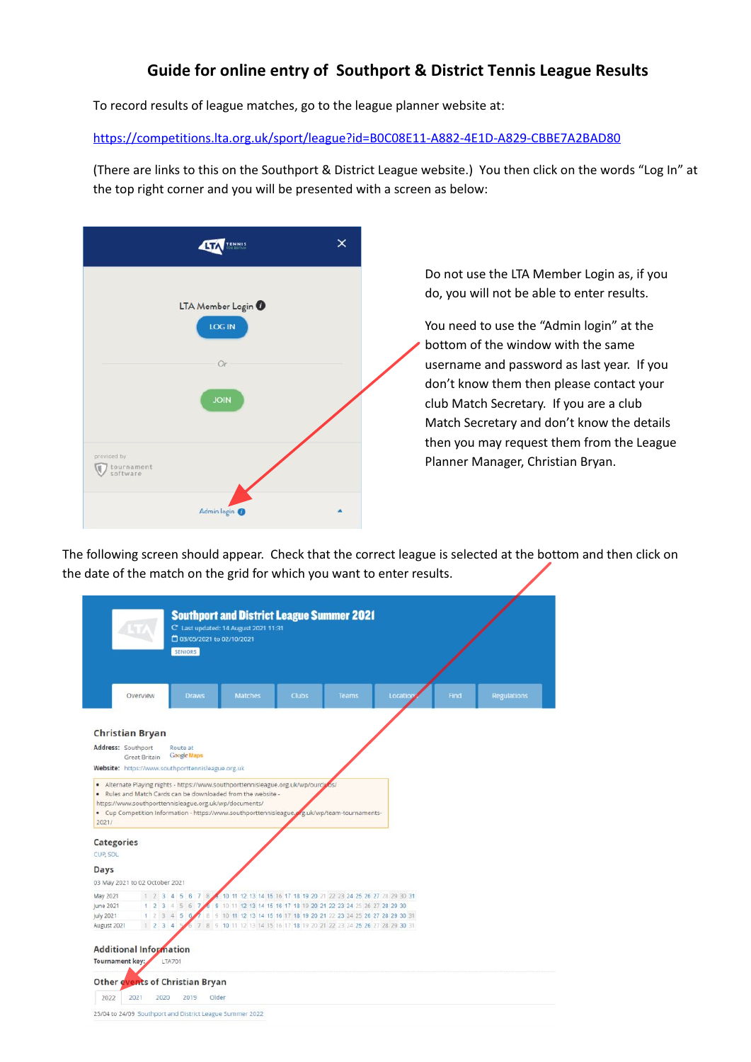# Guide for online entry of Southport & District Tennis League Results

To record results of league matches, go to the league planner website at:

https://competitions.lta.org.uk/sport/league?id=B0C08E11-A882-4E1D-A829-CBBE7A2BAD80

(There are links to this on the Southport & District League website.) You then click on the words "Log In" at the top right corner and you will be presented with a screen as below:

Do not use the LTA Member Login as, if you do, you will not be able to enter results.

You need to use the "Admin login" at the bottom of the window with the same username and password as last year. If you don't know them then please contact your club Match Secretary. If you are a club Match Secretary and don't know the details then you may request them from the League Planner Manager, Christian Bryan.

The following screen should appear. Check that the correct league is selected at the bottom and then click on the date of the match on the grid for which you want to enter results.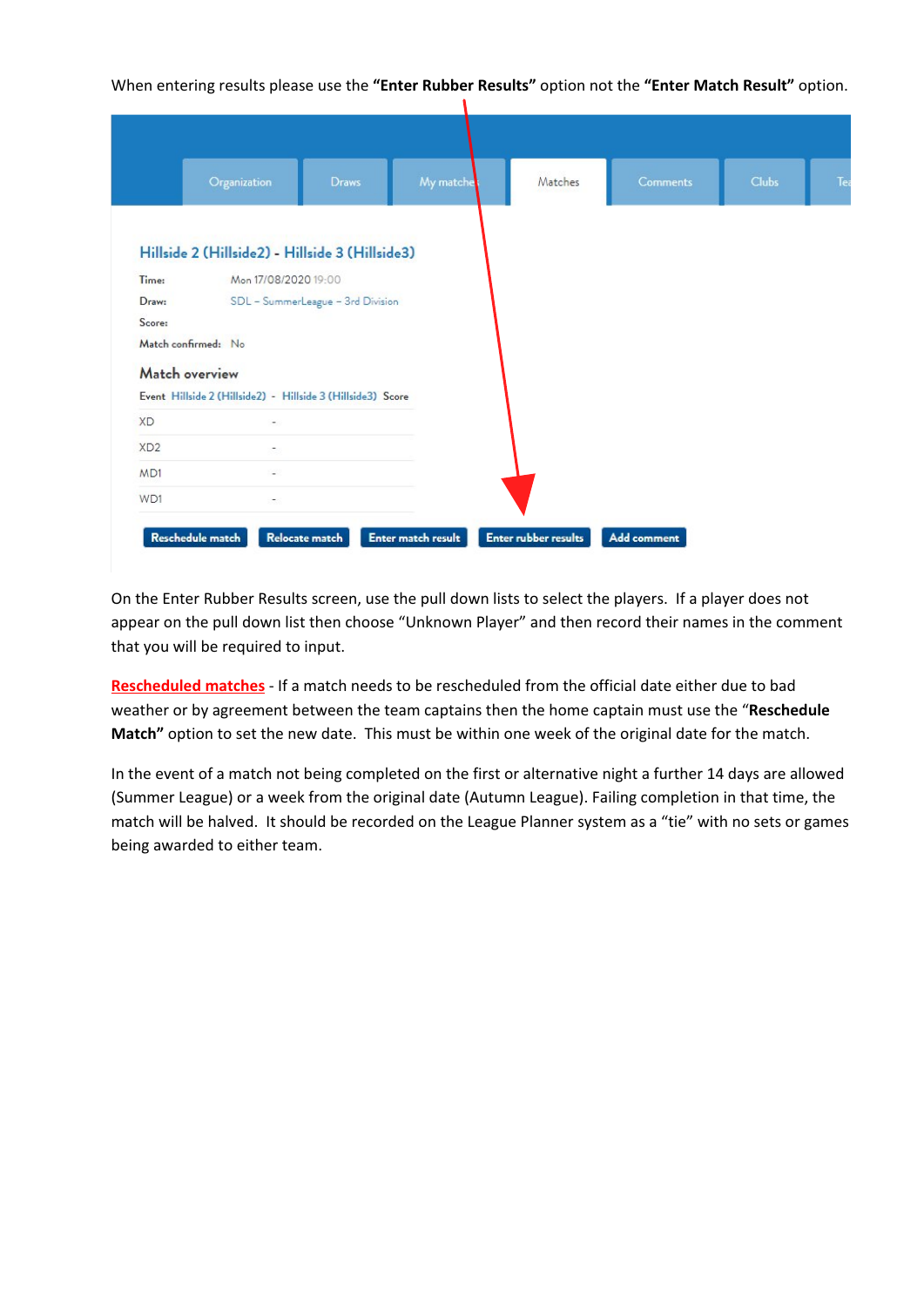When entering results please use the **"Enter Rubber Results"** option not the **"Enter Match Result"** option.

Organization | Draws | My matches | Matches | Comments | Clubs | Te

**Hillside 2 (Hillside2) - Hillside 3 (Hillside3)**

| | |
|---|---|
| Time: | Mon 17/08/2020 19:00 |
| Draw: | SDL – SummerLeague – 3rd Division |
| Score: | |
| Match confirmed: | No |

**Match overview**

| Event | Hillside 2 (Hillside2) - Hillside 3 (Hillside3) | Score |
|---|---|---|
| XD | - | |
| XD2 | - | |
| MD1 | - | |
| WD1 | - | |

Reschedule match | Relocate match | Enter match result | Enter rubber results | Add comment

On the Enter Rubber Results screen, use the pull down lists to select the players. If a player does not appear on the pull down list then choose "Unknown Player" and then record their names in the comment that you will be required to input.

**Rescheduled matches** - If a match needs to be rescheduled from the official date either due to bad weather or by agreement between the team captains then the home captain must use the "**Reschedule Match"** option to set the new date. This must be within one week of the original date for the match.

In the event of a match not being completed on the first or alternative night a further 14 days are allowed (Summer League) or a week from the original date (Autumn League). Failing completion in that time, the match will be halved. It should be recorded on the League Planner system as a "tie" with no sets or games being awarded to either team.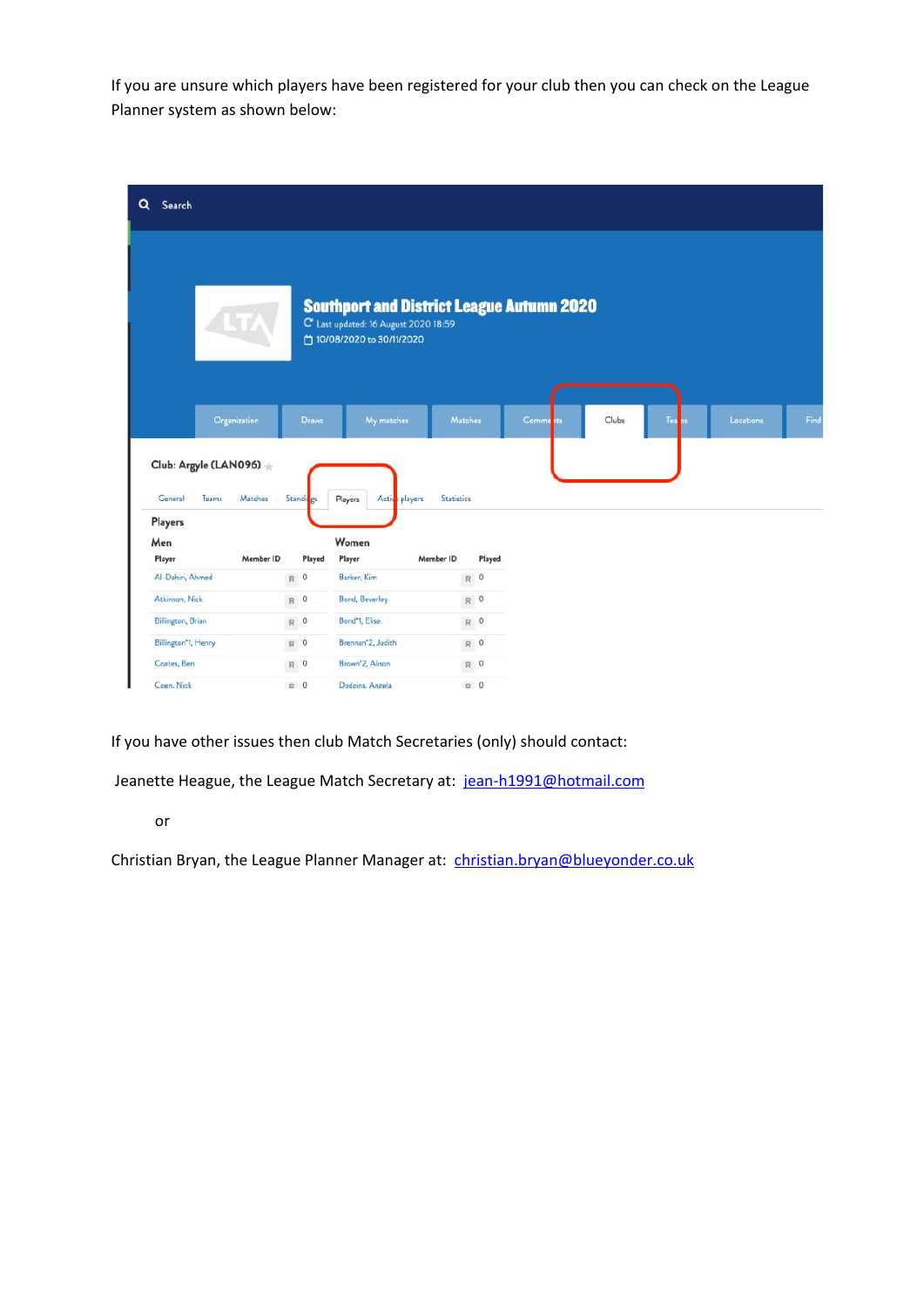If you are unsure which players have been registered for your club then you can check on the League Planner system as shown below:

If you have other issues then club Match Secretaries (only) should contact:

Jeanette Heague, the League Match Secretary at: jean-h1991@hotmail.com

or

Christian Bryan, the League Planner Manager at: christian.bryan@blueyonder.co.uk